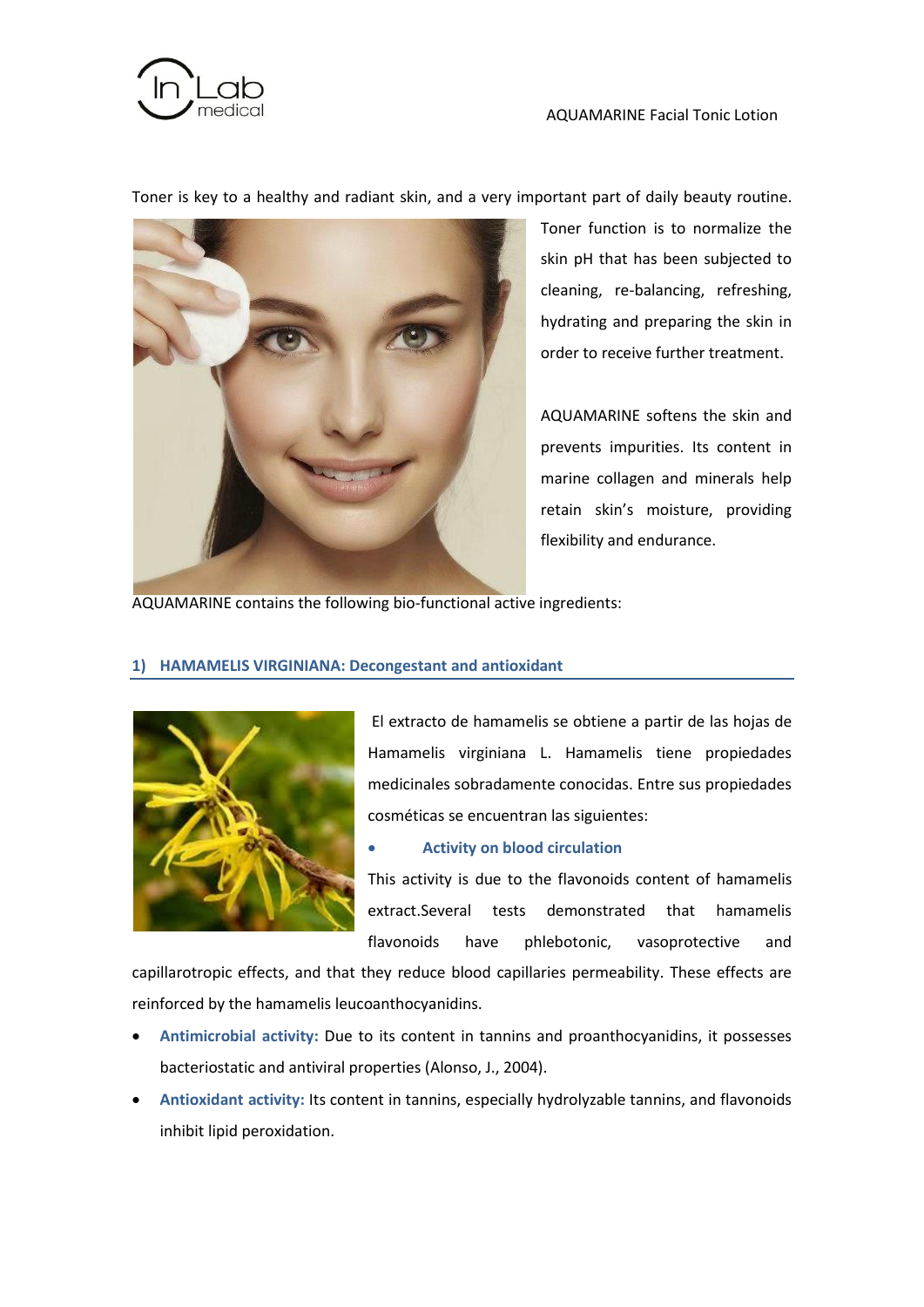Toner is key to a healthy and radiant skin, and a very important part of daily beauty routine. Toner function is to normalize the skin pH that has been subjected to cleaning, re-balancing, refreshing, hydrating and preparing the skin in order to receive further treatment.

AQUAMARINE softens the skin and prevents impurities. Its content in marine collagen and minerals help retain skin's moisture, providing flexibility and endurance.

AQUAMARINE contains the following bio-functional active ingredients:

## 1) HAMAMELIS VIRGINIANA: Decongestant and antioxidant

El extracto de hamamelis se obtiene a partir de las hojas de Hamamelis virginiana L. Hamamelis tiene propiedades medicinales sobradamente conocidas. Entre sus propiedades cosméticas se encuentran las siguientes:

- **Activity on blood circulation**

This activity is due to the flavonoids content of hamamelis extract.Several tests demonstrated that hamamelis flavonoids have phlebotonic, vasoprotective and capillarotropic effects, and that they reduce blood capillaries permeability. These effects are reinforced by the hamamelis leucoanthocyanidins.

- **Antimicrobial activity:** Due to its content in tannins and proanthocyanidins, it possesses bacteriostatic and antiviral properties (Alonso, J., 2004).
- **Antioxidant activity:** Its content in tannins, especially hydrolyzable tannins, and flavonoids inhibit lipid peroxidation.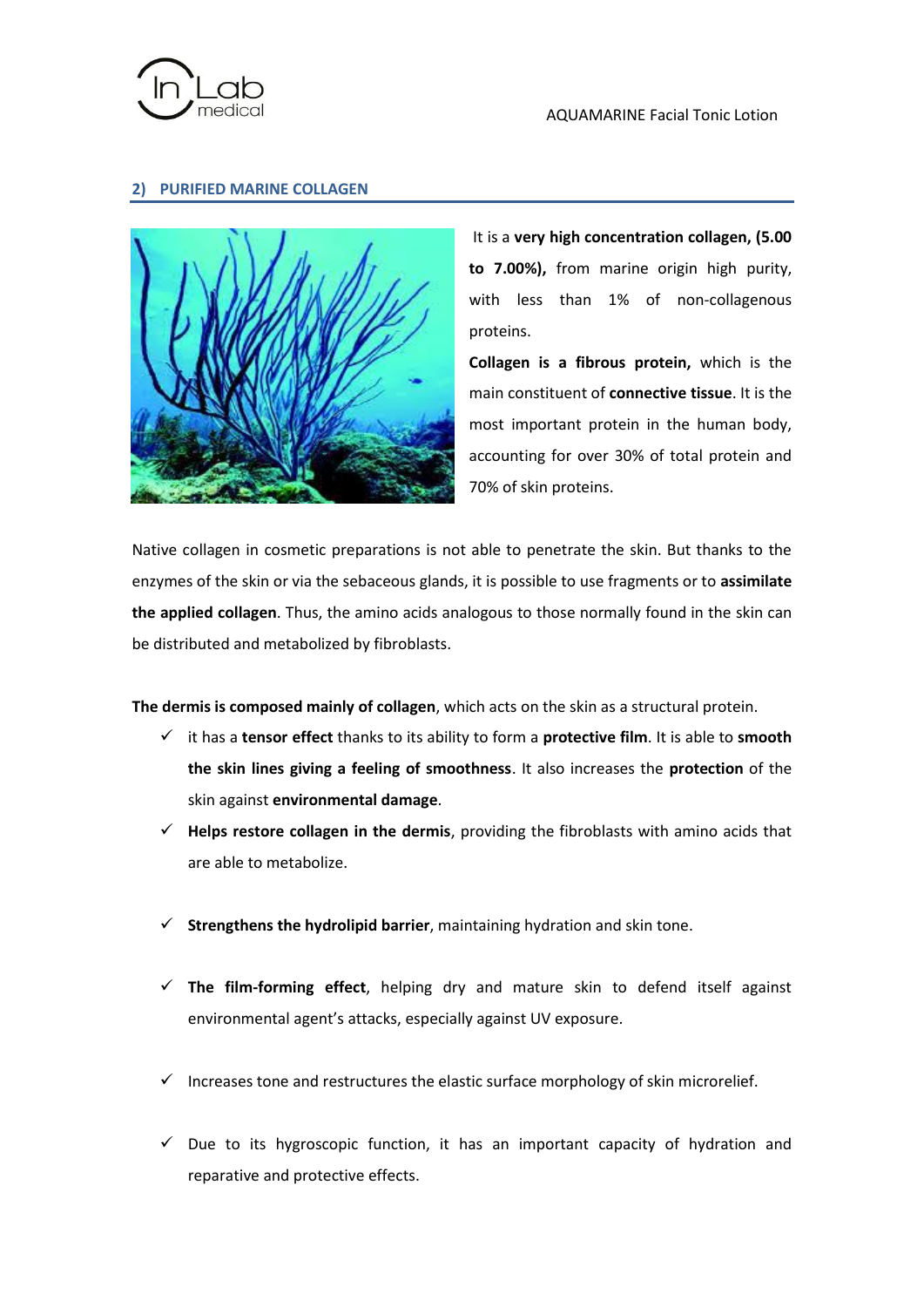## 2) PURIFIED MARINE COLLAGEN

It is a **very high concentration collagen, (5.00 to 7.00%),** from marine origin high purity, with less than 1% of non-collagenous proteins.

**Collagen is a fibrous protein,** which is the main constituent of **connective tissue**. It is the most important protein in the human body, accounting for over 30% of total protein and 70% of skin proteins.

Native collagen in cosmetic preparations is not able to penetrate the skin. But thanks to the enzymes of the skin or via the sebaceous glands, it is possible to use fragments or to **assimilate the applied collagen**. Thus, the amino acids analogous to those normally found in the skin can be distributed and metabolized by fibroblasts.

**The dermis is composed mainly of collagen**, which acts on the skin as a structural protein.

- ✓ it has a **tensor effect** thanks to its ability to form a **protective film**. It is able to **smooth the skin lines giving a feeling of smoothness**. It also increases the **protection** of the skin against **environmental damage**.
- ✓ **Helps restore collagen in the dermis**, providing the fibroblasts with amino acids that are able to metabolize.
- ✓ **Strengthens the hydrolipid barrier**, maintaining hydration and skin tone.
- ✓ **The film-forming effect**, helping dry and mature skin to defend itself against environmental agent's attacks, especially against UV exposure.
- ✓ Increases tone and restructures the elastic surface morphology of skin microrelief.
- ✓ Due to its hygroscopic function, it has an important capacity of hydration and reparative and protective effects.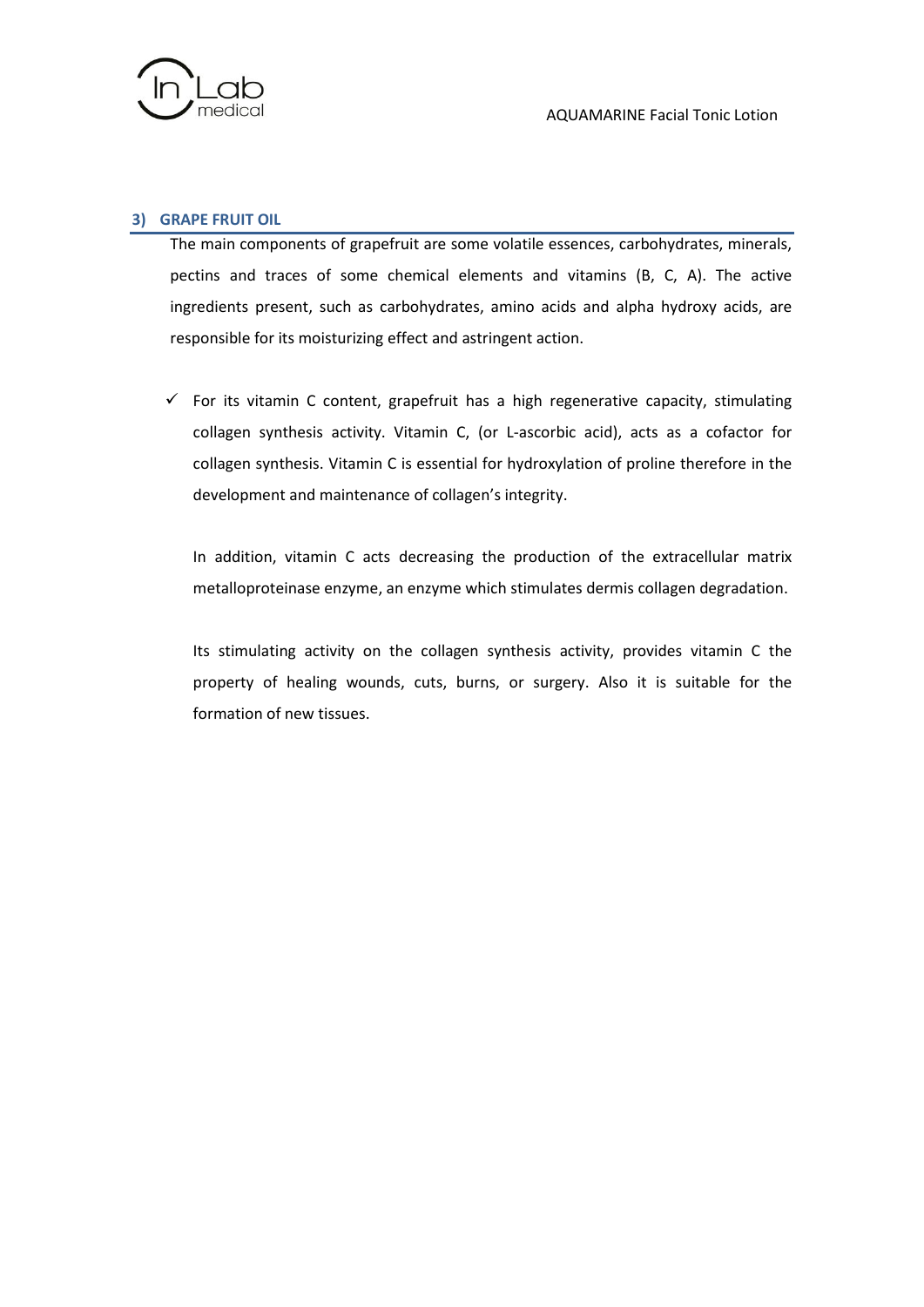### 3) GRAPE FRUIT OIL

The main components of grapefruit are some volatile essences, carbohydrates, minerals, pectins and traces of some chemical elements and vitamins (B, C, A). The active ingredients present, such as carbohydrates, amino acids and alpha hydroxy acids, are responsible for its moisturizing effect and astringent action.

- ✓ For its vitamin C content, grapefruit has a high regenerative capacity, stimulating collagen synthesis activity. Vitamin C, (or L-ascorbic acid), acts as a cofactor for collagen synthesis. Vitamin C is essential for hydroxylation of proline therefore in the development and maintenance of collagen's integrity.

  In addition, vitamin C acts decreasing the production of the extracellular matrix metalloproteinase enzyme, an enzyme which stimulates dermis collagen degradation.

  Its stimulating activity on the collagen synthesis activity, provides vitamin C the property of healing wounds, cuts, burns, or surgery. Also it is suitable for the formation of new tissues.